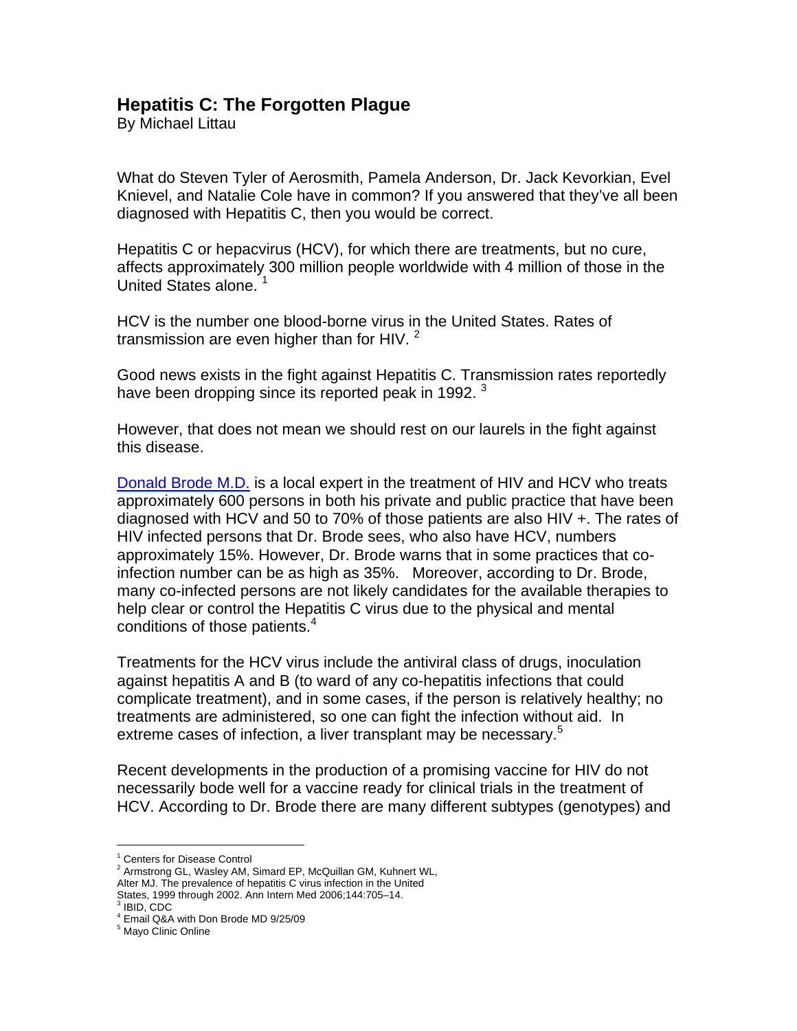# Hepatitis C: The Forgotten Plague

By Michael Littau

What do Steven Tyler of Aerosmith, Pamela Anderson, Dr. Jack Kevorkian, Evel Knievel, and Natalie Cole have in common? If you answered that they've all been diagnosed with Hepatitis C, then you would be correct.

Hepatitis C or hepacvirus (HCV), for which there are treatments, but no cure, affects approximately 300 million people worldwide with 4 million of those in the United States alone. [1]

HCV is the number one blood-borne virus in the United States. Rates of transmission are even higher than for HIV. [2]

Good news exists in the fight against Hepatitis C. Transmission rates reportedly have been dropping since its reported peak in 1992. [3]

However, that does not mean we should rest on our laurels in the fight against this disease.

Donald Brode M.D. is a local expert in the treatment of HIV and HCV who treats approximately 600 persons in both his private and public practice that have been diagnosed with HCV and 50 to 70% of those patients are also HIV +. The rates of HIV infected persons that Dr. Brode sees, who also have HCV, numbers approximately 15%. However, Dr. Brode warns that in some practices that co-infection number can be as high as 35%. Moreover, according to Dr. Brode, many co-infected persons are not likely candidates for the available therapies to help clear or control the Hepatitis C virus due to the physical and mental conditions of those patients.[4]

Treatments for the HCV virus include the antiviral class of drugs, inoculation against hepatitis A and B (to ward of any co-hepatitis infections that could complicate treatment), and in some cases, if the person is relatively healthy; no treatments are administered, so one can fight the infection without aid. In extreme cases of infection, a liver transplant may be necessary.[5]

Recent developments in the production of a promising vaccine for HIV do not necessarily bode well for a vaccine ready for clinical trials in the treatment of HCV. According to Dr. Brode there are many different subtypes (genotypes) and

---

[1] Centers for Disease Control

[2] Armstrong GL, Wasley AM, Simard EP, McQuillan GM, Kuhnert WL, Alter MJ. The prevalence of hepatitis C virus infection in the United States, 1999 through 2002. Ann Intern Med 2006;144:705–14.

[3] IBID, CDC

[4] Email Q&A with Don Brode MD 9/25/09

[5] Mayo Clinic Online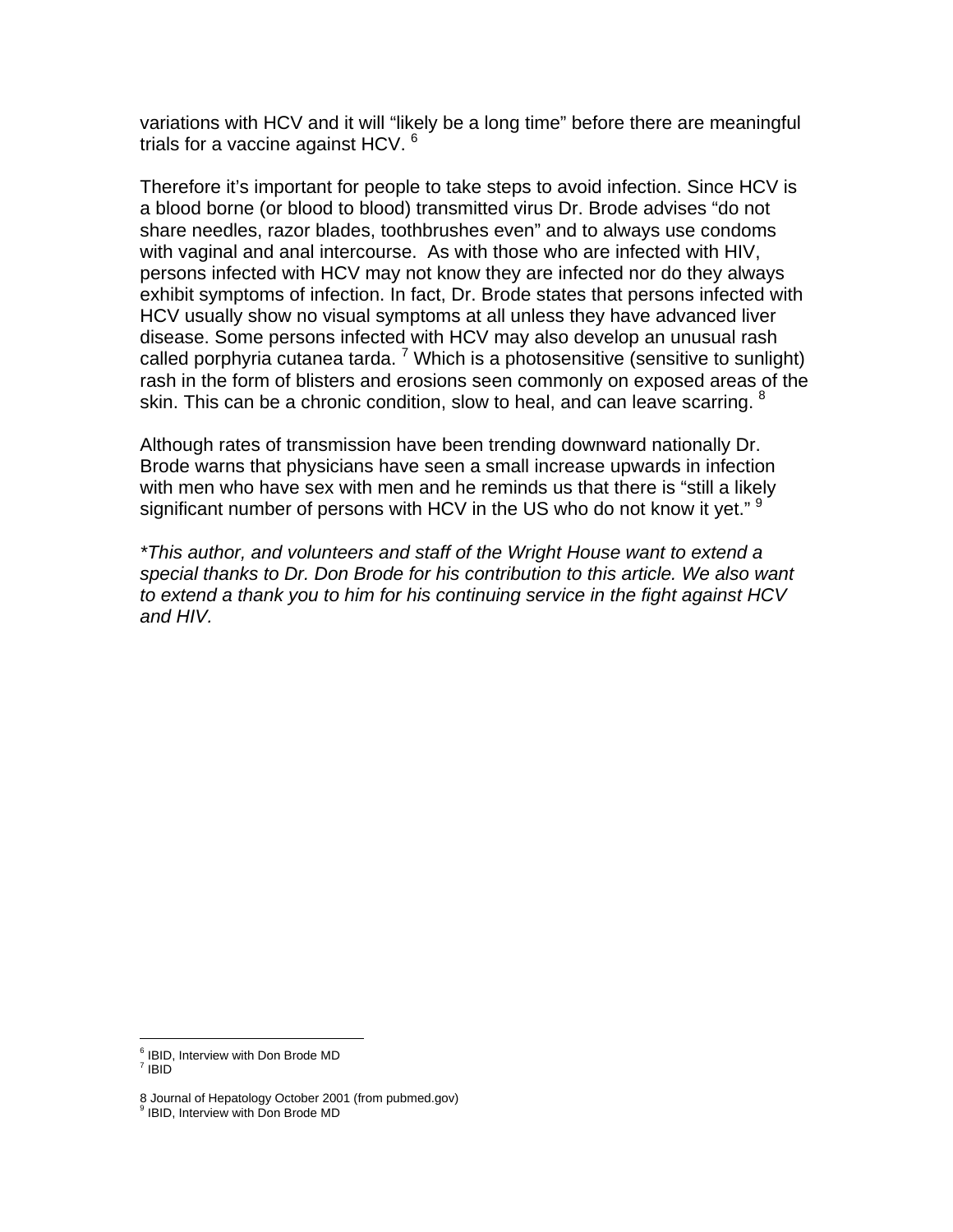variations with HCV and it will “likely be a long time” before there are meaningful trials for a vaccine against HCV. [6]

Therefore it’s important for people to take steps to avoid infection. Since HCV is a blood borne (or blood to blood) transmitted virus Dr. Brode advises “do not share needles, razor blades, toothbrushes even” and to always use condoms with vaginal and anal intercourse. As with those who are infected with HIV, persons infected with HCV may not know they are infected nor do they always exhibit symptoms of infection. In fact, Dr. Brode states that persons infected with HCV usually show no visual symptoms at all unless they have advanced liver disease. Some persons infected with HCV may also develop an unusual rash called porphyria cutanea tarda. [7] Which is a photosensitive (sensitive to sunlight) rash in the form of blisters and erosions seen commonly on exposed areas of the skin. This can be a chronic condition, slow to heal, and can leave scarring. [8]

Although rates of transmission have been trending downward nationally Dr. Brode warns that physicians have seen a small increase upwards in infection with men who have sex with men and he reminds us that there is “still a likely significant number of persons with HCV in the US who do not know it yet.” [9]

*\*This author, and volunteers and staff of the Wright House want to extend a special thanks to Dr. Don Brode for his contribution to this article. We also want to extend a thank you to him for his continuing service in the fight against HCV and HIV.*

---

[6] IBID, Interview with Don Brode MD
[7] IBID

8 Journal of Hepatology October 2001 (from pubmed.gov)
[9] IBID, Interview with Don Brode MD